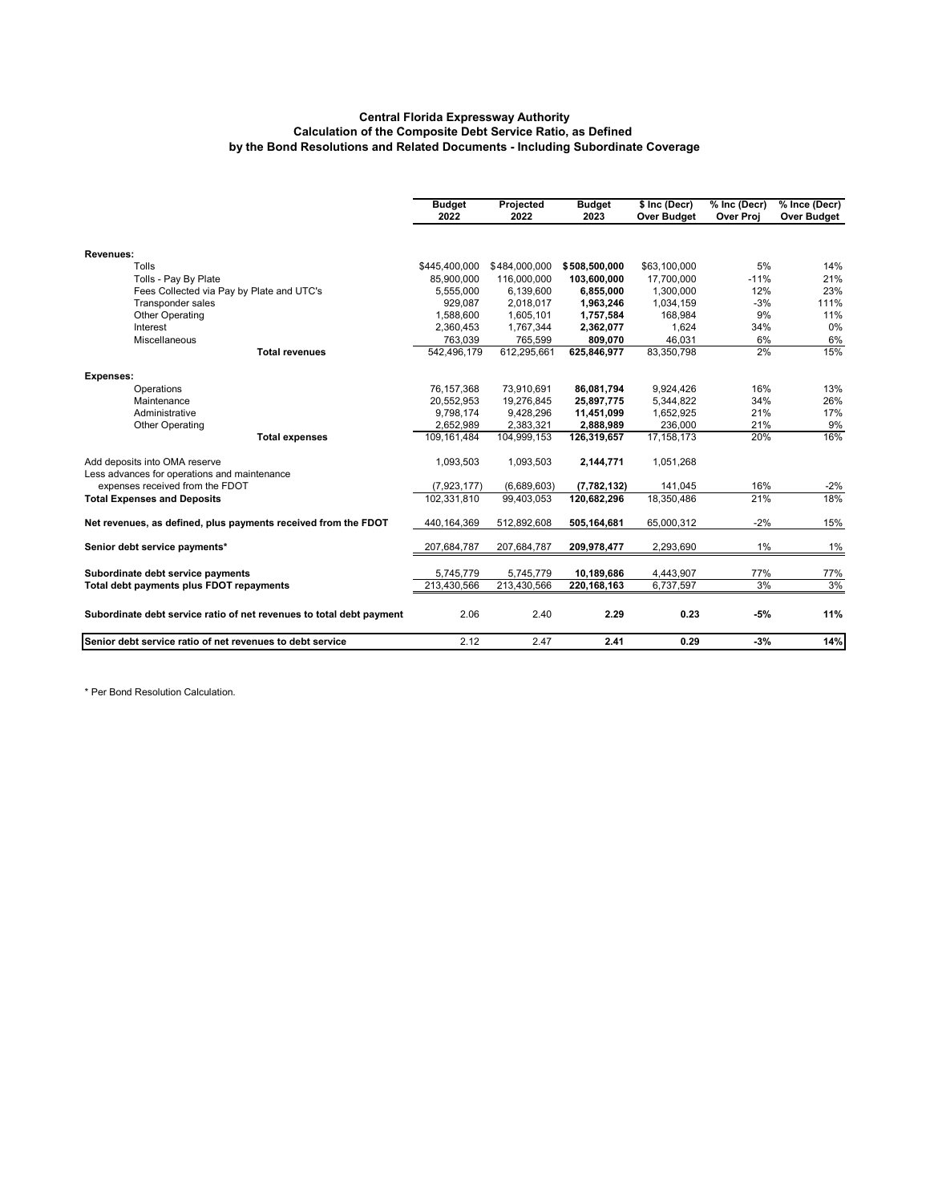**Central Florida Expressway Authority**
**Calculation of the Composite Debt Service Ratio, as Defined**
**by the Bond Resolutions and Related Documents - Including Subordinate Coverage**

| | Budget 2022 | Projected 2022 | Budget 2023 | $ Inc (Decr) Over Budget | % Inc (Decr) Over Proj | % Ince (Decr) Over Budget |
|---|---|---|---|---|---|---|
| **Revenues:** | | | | | | |
| Tolls | $445,400,000 | $484,000,000 | **$508,500,000** | $63,100,000 | 5% | 14% |
| Tolls - Pay By Plate | 85,900,000 | 116,000,000 | **103,600,000** | 17,700,000 | -11% | 21% |
| Fees Collected via Pay by Plate and UTC's | 5,555,000 | 6,139,600 | **6,855,000** | 1,300,000 | 12% | 23% |
| Transponder sales | 929,087 | 2,018,017 | **1,963,246** | 1,034,159 | -3% | 111% |
| Other Operating | 1,588,600 | 1,605,101 | **1,757,584** | 168,984 | 9% | 11% |
| Interest | 2,360,453 | 1,767,344 | **2,362,077** | 1,624 | 34% | 0% |
| Miscellaneous | 763,039 | 765,599 | **809,070** | 46,031 | 6% | 6% |
| **Total revenues** | 542,496,179 | 612,295,661 | **625,846,977** | 83,350,798 | 2% | 15% |
| **Expenses:** | | | | | | |
| Operations | 76,157,368 | 73,910,691 | **86,081,794** | 9,924,426 | 16% | 13% |
| Maintenance | 20,552,953 | 19,276,845 | **25,897,775** | 5,344,822 | 34% | 26% |
| Administrative | 9,798,174 | 9,428,296 | **11,451,099** | 1,652,925 | 21% | 17% |
| Other Operating | 2,652,989 | 2,383,321 | **2,888,989** | 236,000 | 21% | 9% |
| **Total expenses** | 109,161,484 | 104,999,153 | **126,319,657** | 17,158,173 | 20% | 16% |
| Add deposits into OMA reserve | 1,093,503 | 1,093,503 | **2,144,771** | 1,051,268 | | |
| Less advances for operations and maintenance expenses received from the FDOT | (7,923,177) | (6,689,603) | **(7,782,132)** | 141,045 | 16% | -2% |
| **Total Expenses and Deposits** | 102,331,810 | 99,403,053 | **120,682,296** | 18,350,486 | 21% | 18% |
| **Net revenues, as defined, plus payments received from the FDOT** | 440,164,369 | 512,892,608 | **505,164,681** | 65,000,312 | -2% | 15% |
| **Senior debt service payments*** | 207,684,787 | 207,684,787 | **209,978,477** | 2,293,690 | 1% | 1% |
| **Subordinate debt service payments** | 5,745,779 | 5,745,779 | **10,189,686** | 4,443,907 | 77% | 77% |
| **Total debt payments plus FDOT repayments** | 213,430,566 | 213,430,566 | **220,168,163** | 6,737,597 | 3% | 3% |
| **Subordinate debt service ratio of net revenues to total debt payment** | 2.06 | 2.40 | **2.29** | **0.23** | **-5%** | **11%** |
| **Senior debt service ratio of net revenues to debt service** | 2.12 | 2.47 | **2.41** | **0.29** | **-3%** | **14%** |

\* Per Bond Resolution Calculation.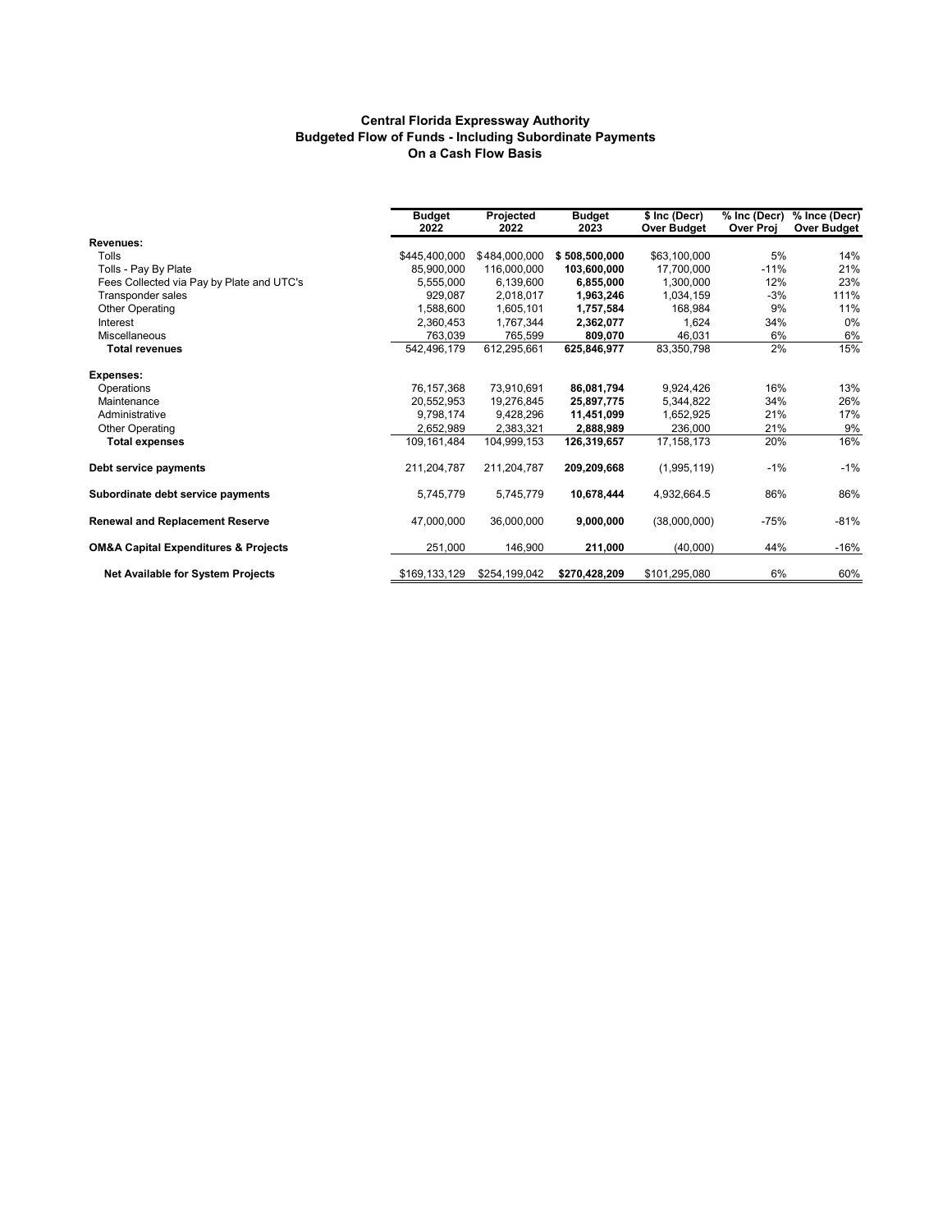### Central Florida Expressway Authority
### Budgeted Flow of Funds - Including Subordinate Payments
### On a Cash Flow Basis

| | Budget 2022 | Projected 2022 | Budget 2023 | $ Inc (Decr) Over Budget | % Inc (Decr) Over Proj | % Ince (Decr) Over Budget |
|---|---|---|---|---|---|---|
| **Revenues:** | | | | | | |
| Tolls | $445,400,000 | $484,000,000 | **$ 508,500,000** | $63,100,000 | 5% | 14% |
| Tolls - Pay By Plate | 85,900,000 | 116,000,000 | **103,600,000** | 17,700,000 | -11% | 21% |
| Fees Collected via Pay by Plate and UTC's | 5,555,000 | 6,139,600 | **6,855,000** | 1,300,000 | 12% | 23% |
| Transponder sales | 929,087 | 2,018,017 | **1,963,246** | 1,034,159 | -3% | 111% |
| Other Operating | 1,588,600 | 1,605,101 | **1,757,584** | 168,984 | 9% | 11% |
| Interest | 2,360,453 | 1,767,344 | **2,362,077** | 1,624 | 34% | 0% |
| Miscellaneous | 763,039 | 765,599 | **809,070** | 46,031 | 6% | 6% |
| **Total revenues** | 542,496,179 | 612,295,661 | **625,846,977** | 83,350,798 | 2% | 15% |
| **Expenses:** | | | | | | |
| Operations | 76,157,368 | 73,910,691 | **86,081,794** | 9,924,426 | 16% | 13% |
| Maintenance | 20,552,953 | 19,276,845 | **25,897,775** | 5,344,822 | 34% | 26% |
| Administrative | 9,798,174 | 9,428,296 | **11,451,099** | 1,652,925 | 21% | 17% |
| Other Operating | 2,652,989 | 2,383,321 | **2,888,989** | 236,000 | 21% | 9% |
| **Total expenses** | 109,161,484 | 104,999,153 | **126,319,657** | 17,158,173 | 20% | 16% |
| **Debt service payments** | 211,204,787 | 211,204,787 | **209,209,668** | (1,995,119) | -1% | -1% |
| **Subordinate debt service payments** | 5,745,779 | 5,745,779 | **10,678,444** | 4,932,664.5 | 86% | 86% |
| **Renewal and Replacement Reserve** | 47,000,000 | 36,000,000 | **9,000,000** | (38,000,000) | -75% | -81% |
| **OM&A Capital Expenditures & Projects** | 251,000 | 146,900 | **211,000** | (40,000) | 44% | -16% |
| **Net Available for System Projects** | $169,133,129 | $254,199,042 | **$270,428,209** | $101,295,080 | 6% | 60% |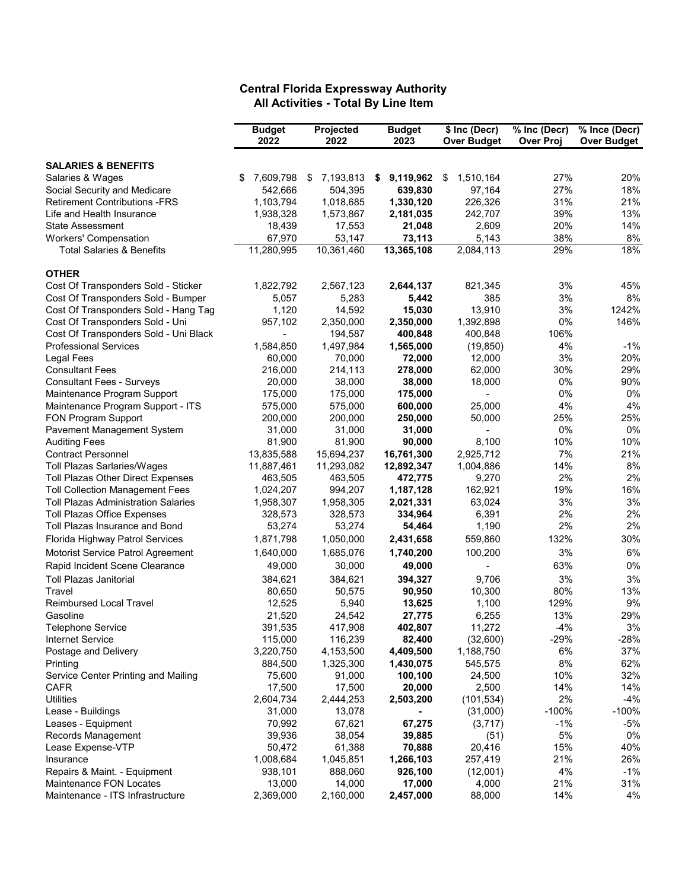**Central Florida Expressway Authority**
**All Activities - Total By Line Item**

| | Budget 2022 | Projected 2022 | Budget 2023 | $ Inc (Decr) Over Budget | % Inc (Decr) Over Proj | % Ince (Decr) Over Budget |
|---|---|---|---|---|---|---|
| **SALARIES & BENEFITS** | | | | | | |
| Salaries & Wages | $ 7,609,798 | $ 7,193,813 | **$ 9,119,962** | $ 1,510,164 | 27% | 20% |
| Social Security and Medicare | 542,666 | 504,395 | **639,830** | 97,164 | 27% | 18% |
| Retirement Contributions -FRS | 1,103,794 | 1,018,685 | **1,330,120** | 226,326 | 31% | 21% |
| Life and Health Insurance | 1,938,328 | 1,573,867 | **2,181,035** | 242,707 | 39% | 13% |
| State Assessment | 18,439 | 17,553 | **21,048** | 2,609 | 20% | 14% |
| Workers' Compensation | 67,970 | 53,147 | **73,113** | 5,143 | 38% | 8% |
| Total Salaries & Benefits | 11,280,995 | 10,361,460 | **13,365,108** | 2,084,113 | 29% | 18% |
| **OTHER** | | | | | | |
| Cost Of Transponders Sold - Sticker | 1,822,792 | 2,567,123 | **2,644,137** | 821,345 | 3% | 45% |
| Cost Of Transponders Sold - Bumper | 5,057 | 5,283 | **5,442** | 385 | 3% | 8% |
| Cost Of Transponders Sold - Hang Tag | 1,120 | 14,592 | **15,030** | 13,910 | 3% | 1242% |
| Cost Of Transponders Sold - Uni | 957,102 | 2,350,000 | **2,350,000** | 1,392,898 | 0% | 146% |
| Cost Of Transponders Sold - Uni Black | - | 194,587 | **400,848** | 400,848 | 106% | |
| Professional Services | 1,584,850 | 1,497,984 | **1,565,000** | (19,850) | 4% | -1% |
| Legal Fees | 60,000 | 70,000 | **72,000** | 12,000 | 3% | 20% |
| Consultant Fees | 216,000 | 214,113 | **278,000** | 62,000 | 30% | 29% |
| Consultant Fees - Surveys | 20,000 | 38,000 | **38,000** | 18,000 | 0% | 90% |
| Maintenance Program Support | 175,000 | 175,000 | **175,000** | - | 0% | 0% |
| Maintenance Program Support - ITS | 575,000 | 575,000 | **600,000** | 25,000 | 4% | 4% |
| FON Program Support | 200,000 | 200,000 | **250,000** | 50,000 | 25% | 25% |
| Pavement Management System | 31,000 | 31,000 | **31,000** | - | 0% | 0% |
| Auditing Fees | 81,900 | 81,900 | **90,000** | 8,100 | 10% | 10% |
| Contract Personnel | 13,835,588 | 15,694,237 | **16,761,300** | 2,925,712 | 7% | 21% |
| Toll Plazas Sarlaries/Wages | 11,887,461 | 11,293,082 | **12,892,347** | 1,004,886 | 14% | 8% |
| Toll Plazas Other Direct Expenses | 463,505 | 463,505 | **472,775** | 9,270 | 2% | 2% |
| Toll Collection Management Fees | 1,024,207 | 994,207 | **1,187,128** | 162,921 | 19% | 16% |
| Toll Plazas Administration Salaries | 1,958,307 | 1,958,305 | **2,021,331** | 63,024 | 3% | 3% |
| Toll Plazas Office Expenses | 328,573 | 328,573 | **334,964** | 6,391 | 2% | 2% |
| Toll Plazas Insurance and Bond | 53,274 | 53,274 | **54,464** | 1,190 | 2% | 2% |
| Florida Highway Patrol Services | 1,871,798 | 1,050,000 | **2,431,658** | 559,860 | 132% | 30% |
| Motorist Service Patrol Agreement | 1,640,000 | 1,685,076 | **1,740,200** | 100,200 | 3% | 6% |
| Rapid Incident Scene Clearance | 49,000 | 30,000 | **49,000** | - | 63% | 0% |
| Toll Plazas Janitorial | 384,621 | 384,621 | **394,327** | 9,706 | 3% | 3% |
| Travel | 80,650 | 50,575 | **90,950** | 10,300 | 80% | 13% |
| Reimbursed Local Travel | 12,525 | 5,940 | **13,625** | 1,100 | 129% | 9% |
| Gasoline | 21,520 | 24,542 | **27,775** | 6,255 | 13% | 29% |
| Telephone Service | 391,535 | 417,908 | **402,807** | 11,272 | -4% | 3% |
| Internet Service | 115,000 | 116,239 | **82,400** | (32,600) | -29% | -28% |
| Postage and Delivery | 3,220,750 | 4,153,500 | **4,409,500** | 1,188,750 | 6% | 37% |
| Printing | 884,500 | 1,325,300 | **1,430,075** | 545,575 | 8% | 62% |
| Service Center Printing and Mailing | 75,600 | 91,000 | **100,100** | 24,500 | 10% | 32% |
| CAFR | 17,500 | 17,500 | **20,000** | 2,500 | 14% | 14% |
| Utilities | 2,604,734 | 2,444,253 | **2,503,200** | (101,534) | 2% | -4% |
| Lease - Buildings | 31,000 | 13,078 | **-** | (31,000) | -100% | -100% |
| Leases - Equipment | 70,992 | 67,621 | **67,275** | (3,717) | -1% | -5% |
| Records Management | 39,936 | 38,054 | **39,885** | (51) | 5% | 0% |
| Lease Expense-VTP | 50,472 | 61,388 | **70,888** | 20,416 | 15% | 40% |
| Insurance | 1,008,684 | 1,045,851 | **1,266,103** | 257,419 | 21% | 26% |
| Repairs & Maint. - Equipment | 938,101 | 888,060 | **926,100** | (12,001) | 4% | -1% |
| Maintenance FON Locates | 13,000 | 14,000 | **17,000** | 4,000 | 21% | 31% |
| Maintenance - ITS Infrastructure | 2,369,000 | 2,160,000 | **2,457,000** | 88,000 | 14% | 4% |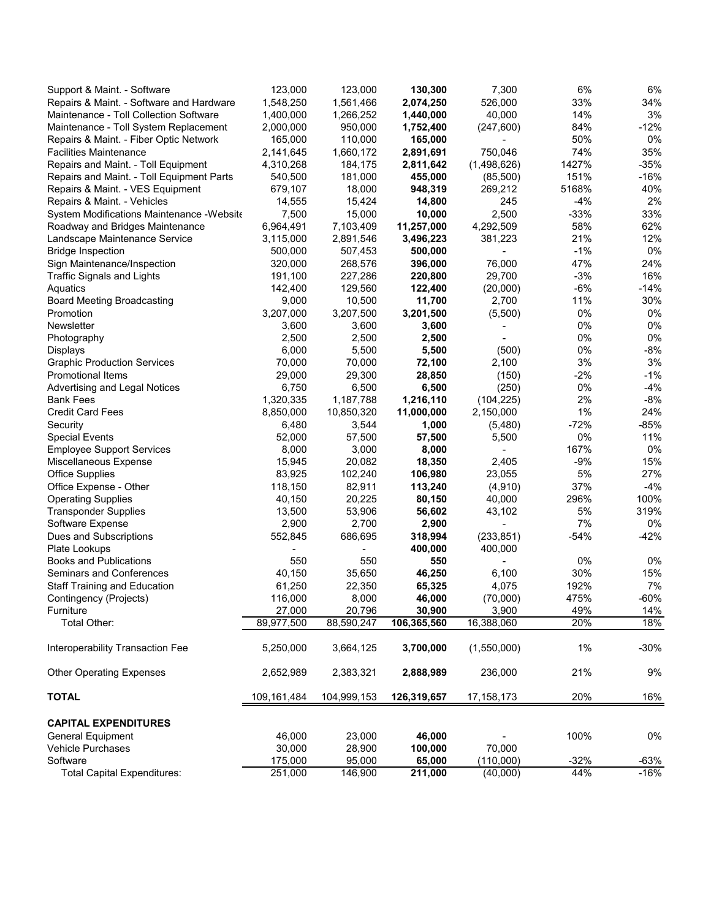| | | | | | | |
|---|---|---|---|---|---|---|
| Support & Maint. - Software | 123,000 | 123,000 | **130,300** | 7,300 | 6% | 6% |
| Repairs & Maint. - Software and Hardware | 1,548,250 | 1,561,466 | **2,074,250** | 526,000 | 33% | 34% |
| Maintenance - Toll Collection Software | 1,400,000 | 1,266,252 | **1,440,000** | 40,000 | 14% | 3% |
| Maintenance - Toll System Replacement | 2,000,000 | 950,000 | **1,752,400** | (247,600) | 84% | -12% |
| Repairs & Maint. - Fiber Optic Network | 165,000 | 110,000 | **165,000** | - | 50% | 0% |
| Facilities Maintenance | 2,141,645 | 1,660,172 | **2,891,691** | 750,046 | 74% | 35% |
| Repairs and Maint. - Toll Equipment | 4,310,268 | 184,175 | **2,811,642** | (1,498,626) | 1427% | -35% |
| Repairs and Maint. - Toll Equipment Parts | 540,500 | 181,000 | **455,000** | (85,500) | 151% | -16% |
| Repairs & Maint. - VES Equipment | 679,107 | 18,000 | **948,319** | 269,212 | 5168% | 40% |
| Repairs & Maint. - Vehicles | 14,555 | 15,424 | **14,800** | 245 | -4% | 2% |
| System Modifications Maintenance -Website | 7,500 | 15,000 | **10,000** | 2,500 | -33% | 33% |
| Roadway and Bridges Maintenance | 6,964,491 | 7,103,409 | **11,257,000** | 4,292,509 | 58% | 62% |
| Landscape Maintenance Service | 3,115,000 | 2,891,546 | **3,496,223** | 381,223 | 21% | 12% |
| Bridge Inspection | 500,000 | 507,453 | **500,000** | - | -1% | 0% |
| Sign Maintenance/Inspection | 320,000 | 268,576 | **396,000** | 76,000 | 47% | 24% |
| Traffic Signals and Lights | 191,100 | 227,286 | **220,800** | 29,700 | -3% | 16% |
| Aquatics | 142,400 | 129,560 | **122,400** | (20,000) | -6% | -14% |
| Board Meeting Broadcasting | 9,000 | 10,500 | **11,700** | 2,700 | 11% | 30% |
| Promotion | 3,207,000 | 3,207,500 | **3,201,500** | (5,500) | 0% | 0% |
| Newsletter | 3,600 | 3,600 | **3,600** | - | 0% | 0% |
| Photography | 2,500 | 2,500 | **2,500** | - | 0% | 0% |
| Displays | 6,000 | 5,500 | **5,500** | (500) | 0% | -8% |
| Graphic Production Services | 70,000 | 70,000 | **72,100** | 2,100 | 3% | 3% |
| Promotional Items | 29,000 | 29,300 | **28,850** | (150) | -2% | -1% |
| Advertising and Legal Notices | 6,750 | 6,500 | **6,500** | (250) | 0% | -4% |
| Bank Fees | 1,320,335 | 1,187,788 | **1,216,110** | (104,225) | 2% | -8% |
| Credit Card Fees | 8,850,000 | 10,850,320 | **11,000,000** | 2,150,000 | 1% | 24% |
| Security | 6,480 | 3,544 | **1,000** | (5,480) | -72% | -85% |
| Special Events | 52,000 | 57,500 | **57,500** | 5,500 | 0% | 11% |
| Employee Support Services | 8,000 | 3,000 | **8,000** | - | 167% | 0% |
| Miscellaneous Expense | 15,945 | 20,082 | **18,350** | 2,405 | -9% | 15% |
| Office Supplies | 83,925 | 102,240 | **106,980** | 23,055 | 5% | 27% |
| Office Expense - Other | 118,150 | 82,911 | **113,240** | (4,910) | 37% | -4% |
| Operating Supplies | 40,150 | 20,225 | **80,150** | 40,000 | 296% | 100% |
| Transponder Supplies | 13,500 | 53,906 | **56,602** | 43,102 | 5% | 319% |
| Software Expense | 2,900 | 2,700 | **2,900** | - | 7% | 0% |
| Dues and Subscriptions | 552,845 | 686,695 | **318,994** | (233,851) | -54% | -42% |
| Plate Lookups | - | - | **400,000** | 400,000 | | |
| Books and Publications | 550 | 550 | **550** | - | 0% | 0% |
| Seminars and Conferences | 40,150 | 35,650 | **46,250** | 6,100 | 30% | 15% |
| Staff Training and Education | 61,250 | 22,350 | **65,325** | 4,075 | 192% | 7% |
| Contingency (Projects) | 116,000 | 8,000 | **46,000** | (70,000) | 475% | -60% |
| Furniture | 27,000 | 20,796 | **30,900** | 3,900 | 49% | 14% |
| Total Other: | 89,977,500 | 88,590,247 | **106,365,560** | 16,388,060 | 20% | 18% |
| | | | | | | |
| Interoperability Transaction Fee | 5,250,000 | 3,664,125 | **3,700,000** | (1,550,000) | 1% | -30% |
| | | | | | | |
| Other Operating Expenses | 2,652,989 | 2,383,321 | **2,888,989** | 236,000 | 21% | 9% |
| | | | | | | |
| **TOTAL** | 109,161,484 | 104,999,153 | **126,319,657** | 17,158,173 | 20% | 16% |
| | | | | | | |
| **CAPITAL EXPENDITURES** | | | | | | |
| General Equipment | 46,000 | 23,000 | **46,000** | - | 100% | 0% |
| Vehicle Purchases | 30,000 | 28,900 | **100,000** | 70,000 | | |
| Software | 175,000 | 95,000 | **65,000** | (110,000) | -32% | -63% |
| Total Capital Expenditures: | 251,000 | 146,900 | **211,000** | (40,000) | 44% | -16% |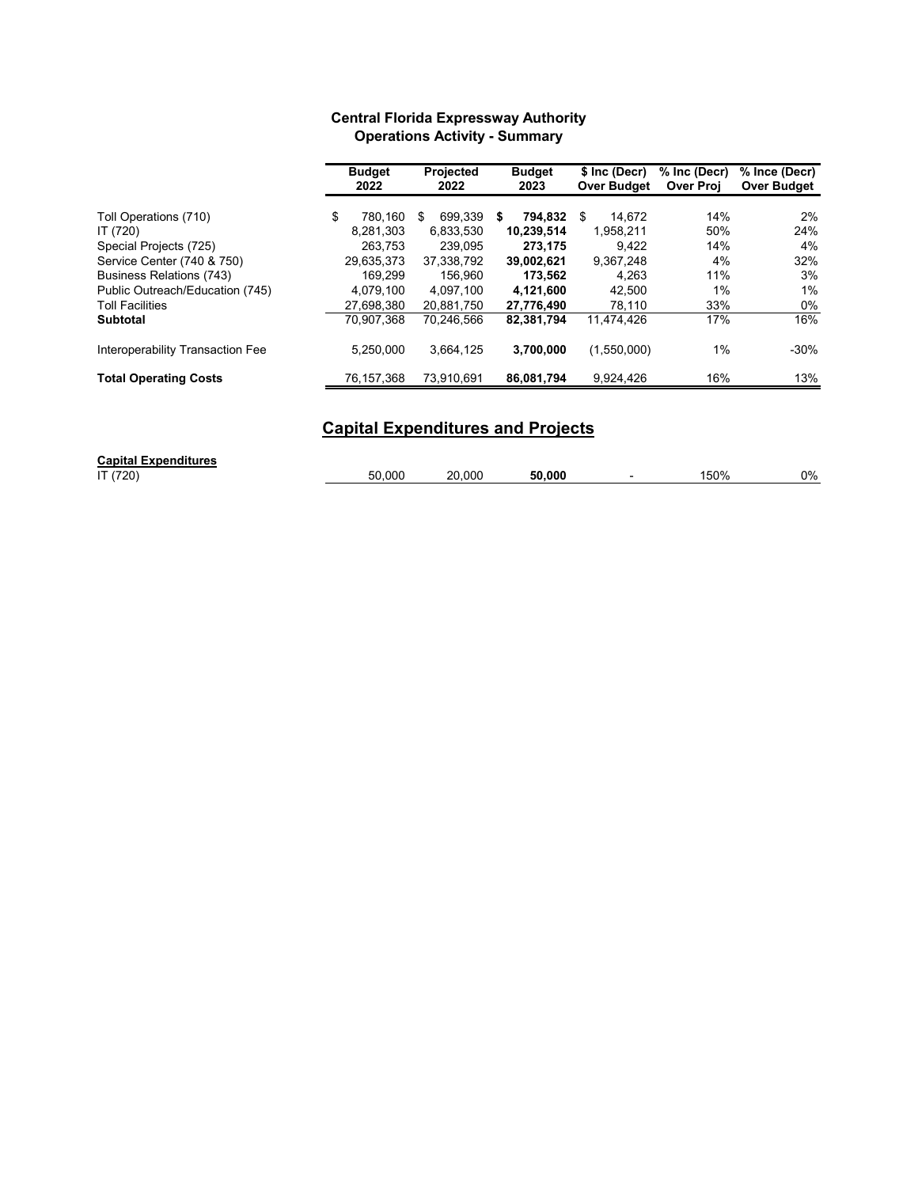**Central Florida Expressway Authority**
**Operations Activity - Summary**

| | Budget 2022 | Projected 2022 | Budget 2023 | $ Inc (Decr) Over Budget | % Inc (Decr) Over Proj | % Ince (Decr) Over Budget |
|---|---|---|---|---|---|---|
| Toll Operations (710) | $ 780,160 | $ 699,339 | **$ 794,832** | $ 14,672 | 14% | 2% |
| IT (720) | 8,281,303 | 6,833,530 | **10,239,514** | 1,958,211 | 50% | 24% |
| Special Projects (725) | 263,753 | 239,095 | **273,175** | 9,422 | 14% | 4% |
| Service Center (740 & 750) | 29,635,373 | 37,338,792 | **39,002,621** | 9,367,248 | 4% | 32% |
| Business Relations (743) | 169,299 | 156,960 | **173,562** | 4,263 | 11% | 3% |
| Public Outreach/Education (745) | 4,079,100 | 4,097,100 | **4,121,600** | 42,500 | 1% | 1% |
| Toll Facilities | 27,698,380 | 20,881,750 | **27,776,490** | 78,110 | 33% | 0% |
| **Subtotal** | 70,907,368 | 70,246,566 | **82,381,794** | 11,474,426 | 17% | 16% |
| Interoperability Transaction Fee | 5,250,000 | 3,664,125 | **3,700,000** | (1,550,000) | 1% | -30% |
| **Total Operating Costs** | 76,157,368 | 73,910,691 | **86,081,794** | 9,924,426 | 16% | 13% |

## Capital Expenditures and Projects

| **Capital Expenditures** | | | | | | |
|---|---|---|---|---|---|---|
| IT (720) | 50,000 | 20,000 | **50,000** | - | 150% | 0% |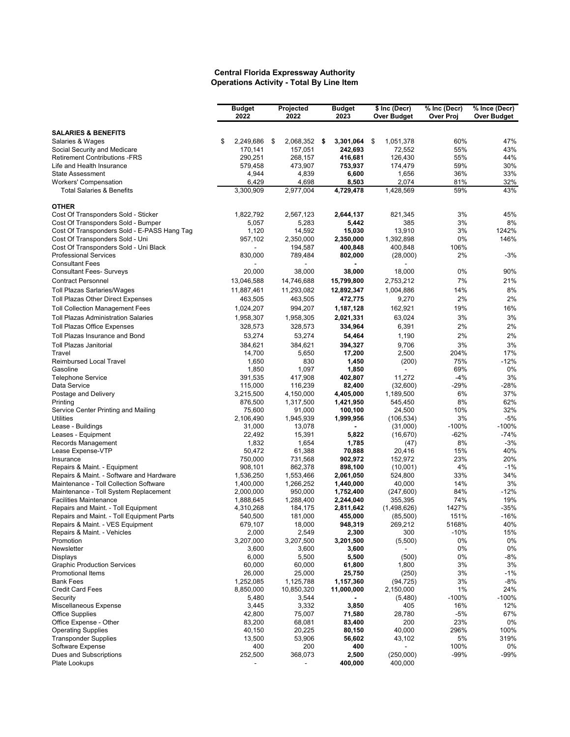## Central Florida Expressway Authority
## Operations Activity - Total By Line Item

| | Budget 2022 | Projected 2022 | Budget 2023 | $ Inc (Decr) Over Budget | % Inc (Decr) Over Proj | % Ince (Decr) Over Budget |
|---|---|---|---|---|---|---|
| **SALARIES & BENEFITS** | | | | | | |
| Salaries & Wages | $ 2,249,686 | $ 2,068,352 | **$ 3,301,064** | $ 1,051,378 | 60% | 47% |
| Social Security and Medicare | 170,141 | 157,051 | **242,693** | 72,552 | 55% | 43% |
| Retirement Contributions -FRS | 290,251 | 268,157 | **416,681** | 126,430 | 55% | 44% |
| Life and Health Insurance | 579,458 | 473,907 | **753,937** | 174,479 | 59% | 30% |
| State Assessment | 4,944 | 4,839 | **6,600** | 1,656 | 36% | 33% |
| Workers' Compensation | 6,429 | 4,698 | **8,503** | 2,074 | 81% | 32% |
| Total Salaries & Benefits | 3,300,909 | 2,977,004 | **4,729,478** | 1,428,569 | 59% | 43% |
| **OTHER** | | | | | | |
| Cost Of Transponders Sold - Sticker | 1,822,792 | 2,567,123 | **2,644,137** | 821,345 | 3% | 45% |
| Cost Of Transponders Sold - Bumper | 5,057 | 5,283 | **5,442** | 385 | 3% | 8% |
| Cost Of Transponders Sold - E-PASS Hang Tag | 1,120 | 14,592 | **15,030** | 13,910 | 3% | 1242% |
| Cost Of Transponders Sold - Uni | 957,102 | 2,350,000 | **2,350,000** | 1,392,898 | 0% | 146% |
| Cost Of Transponders Sold - Uni Black | - | 194,587 | **400,848** | 400,848 | 106% | |
| Professional Services | 830,000 | 789,484 | **802,000** | (28,000) | 2% | -3% |
| Consultant Fees | - | - | **-** | - | | |
| Consultant Fees- Surveys | 20,000 | 38,000 | **38,000** | 18,000 | 0% | 90% |
| Contract Personnel | 13,046,588 | 14,746,688 | **15,799,800** | 2,753,212 | 7% | 21% |
| Toll Plazas Sarlaries/Wages | 11,887,461 | 11,293,082 | **12,892,347** | 1,004,886 | 14% | 8% |
| Toll Plazas Other Direct Expenses | 463,505 | 463,505 | **472,775** | 9,270 | 2% | 2% |
| Toll Collection Management Fees | 1,024,207 | 994,207 | **1,187,128** | 162,921 | 19% | 16% |
| Toll Plazas Administration Salaries | 1,958,307 | 1,958,305 | **2,021,331** | 63,024 | 3% | 3% |
| Toll Plazas Office Expenses | 328,573 | 328,573 | **334,964** | 6,391 | 2% | 2% |
| Toll Plazas Insurance and Bond | 53,274 | 53,274 | **54,464** | 1,190 | 2% | 2% |
| Toll Plazas Janitorial | 384,621 | 384,621 | **394,327** | 9,706 | 3% | 3% |
| Travel | 14,700 | 5,650 | **17,200** | 2,500 | 204% | 17% |
| Reimbursed Local Travel | 1,650 | 830 | **1,450** | (200) | 75% | -12% |
| Gasoline | 1,850 | 1,097 | **1,850** | - | 69% | 0% |
| Telephone Service | 391,535 | 417,908 | **402,807** | 11,272 | -4% | 3% |
| Data Service | 115,000 | 116,239 | **82,400** | (32,600) | -29% | -28% |
| Postage and Delivery | 3,215,500 | 4,150,000 | **4,405,000** | 1,189,500 | 6% | 37% |
| Printing | 876,500 | 1,317,500 | **1,421,950** | 545,450 | 8% | 62% |
| Service Center Printing and Mailing | 75,600 | 91,000 | **100,100** | 24,500 | 10% | 32% |
| Utilities | 2,106,490 | 1,945,939 | **1,999,956** | (106,534) | 3% | -5% |
| Lease - Buildings | 31,000 | 13,078 | **-** | (31,000) | -100% | -100% |
| Leases - Equipment | 22,492 | 15,391 | **5,822** | (16,670) | -62% | -74% |
| Records Management | 1,832 | 1,654 | **1,785** | (47) | 8% | -3% |
| Lease Expense-VTP | 50,472 | 61,388 | **70,888** | 20,416 | 15% | 40% |
| Insurance | 750,000 | 731,568 | **902,972** | 152,972 | 23% | 20% |
| Repairs & Maint. - Equipment | 908,101 | 862,378 | **898,100** | (10,001) | 4% | -1% |
| Repairs & Maint. - Software and Hardware | 1,536,250 | 1,553,466 | **2,061,050** | 524,800 | 33% | 34% |
| Maintenance - Toll Collection Software | 1,400,000 | 1,266,252 | **1,440,000** | 40,000 | 14% | 3% |
| Maintenance - Toll System Replacement | 2,000,000 | 950,000 | **1,752,400** | (247,600) | 84% | -12% |
| Facilities Maintenance | 1,888,645 | 1,288,400 | **2,244,040** | 355,395 | 74% | 19% |
| Repairs and Maint. - Toll Equipment | 4,310,268 | 184,175 | **2,811,642** | (1,498,626) | 1427% | -35% |
| Repairs and Maint. - Toll Equipment Parts | 540,500 | 181,000 | **455,000** | (85,500) | 151% | -16% |
| Repairs & Maint. - VES Equipment | 679,107 | 18,000 | **948,319** | 269,212 | 5168% | 40% |
| Repairs & Maint. - Vehicles | 2,000 | 2,549 | **2,300** | 300 | -10% | 15% |
| Promotion | 3,207,000 | 3,207,500 | **3,201,500** | (5,500) | 0% | 0% |
| Newsletter | 3,600 | 3,600 | **3,600** | - | 0% | 0% |
| Displays | 6,000 | 5,500 | **5,500** | (500) | 0% | -8% |
| Graphic Production Services | 60,000 | 60,000 | **61,800** | 1,800 | 3% | 3% |
| Promotional Items | 26,000 | 25,000 | **25,750** | (250) | 3% | -1% |
| Bank Fees | 1,252,085 | 1,125,788 | **1,157,360** | (94,725) | 3% | -8% |
| Credit Card Fees | 8,850,000 | 10,850,320 | **11,000,000** | 2,150,000 | 1% | 24% |
| Security | 5,480 | 3,544 | **-** | (5,480) | -100% | -100% |
| Miscellaneous Expense | 3,445 | 3,332 | **3,850** | 405 | 16% | 12% |
| Office Supplies | 42,800 | 75,007 | **71,580** | 28,780 | -5% | 67% |
| Office Expense - Other | 83,200 | 68,081 | **83,400** | 200 | 23% | 0% |
| Operating Supplies | 40,150 | 20,225 | **80,150** | 40,000 | 296% | 100% |
| Transponder Supplies | 13,500 | 53,906 | **56,602** | 43,102 | 5% | 319% |
| Software Expense | 400 | 200 | **400** | - | 100% | 0% |
| Dues and Subscriptions | 252,500 | 368,073 | **2,500** | (250,000) | -99% | -99% |
| Plate Lookups | - | - | **400,000** | 400,000 | | |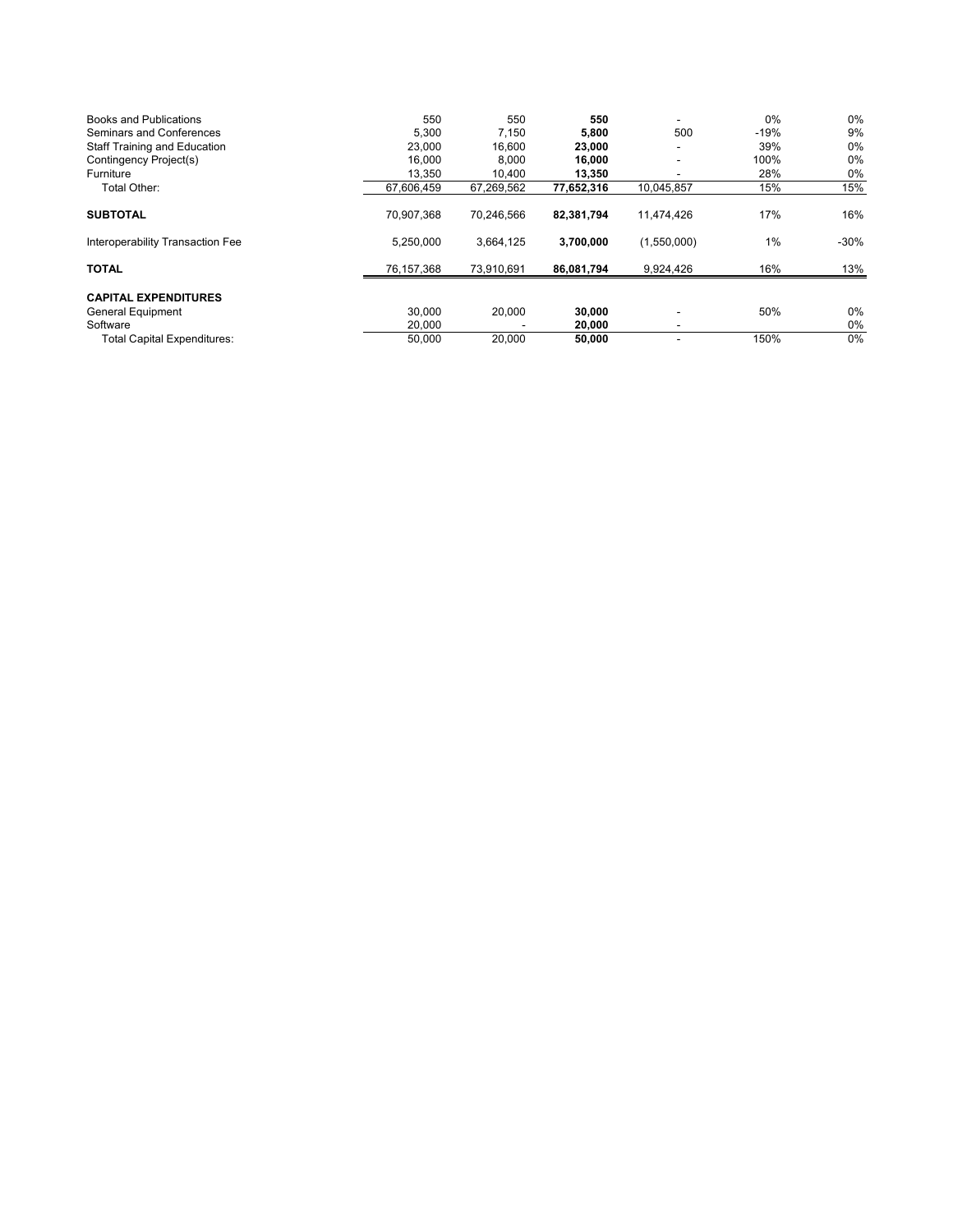| | | | | | | |
|---|---|---|---|---|---|---|
| Books and Publications | 550 | 550 | **550** | - | 0% | 0% |
| Seminars and Conferences | 5,300 | 7,150 | **5,800** | 500 | -19% | 9% |
| Staff Training and Education | 23,000 | 16,600 | **23,000** | - | 39% | 0% |
| Contingency Project(s) | 16,000 | 8,000 | **16,000** | - | 100% | 0% |
| Furniture | 13,350 | 10,400 | **13,350** | - | 28% | 0% |
| Total Other: | 67,606,459 | 67,269,562 | **77,652,316** | 10,045,857 | 15% | 15% |
| **SUBTOTAL** | 70,907,368 | 70,246,566 | **82,381,794** | 11,474,426 | 17% | 16% |
| Interoperability Transaction Fee | 5,250,000 | 3,664,125 | **3,700,000** | (1,550,000) | 1% | -30% |
| **TOTAL** | 76,157,368 | 73,910,691 | **86,081,794** | 9,924,426 | 16% | 13% |
| **CAPITAL EXPENDITURES** | | | | | | |
| General Equipment | 30,000 | 20,000 | **30,000** | - | 50% | 0% |
| Software | 20,000 | - | **20,000** | - | | 0% |
| Total Capital Expenditures: | 50,000 | 20,000 | **50,000** | - | 150% | 0% |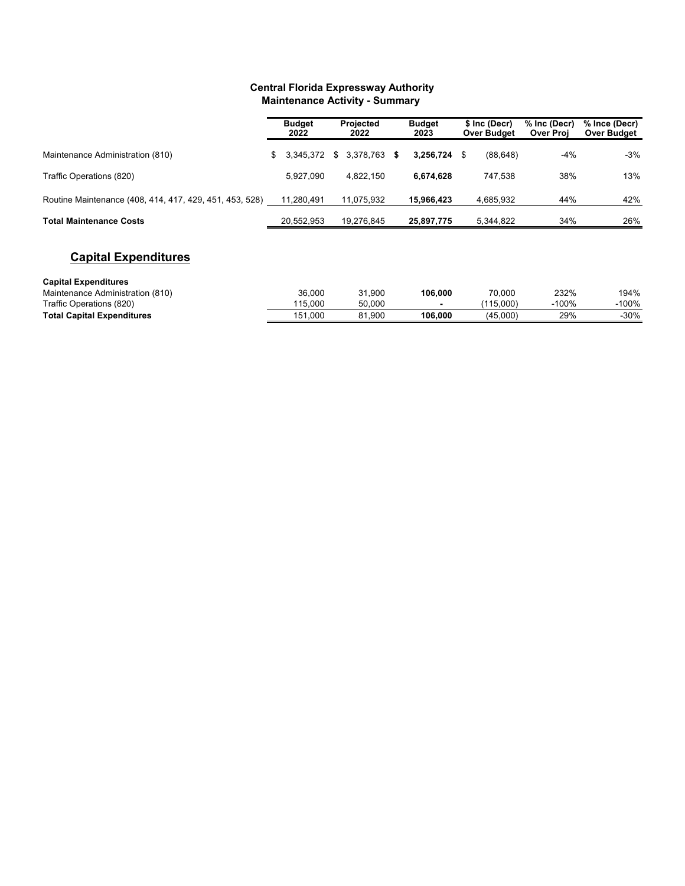**Central Florida Expressway Authority**
**Maintenance Activity - Summary**

| | Budget 2022 | Projected 2022 | Budget 2023 | $ Inc (Decr) Over Budget | % Inc (Decr) Over Proj | % Ince (Decr) Over Budget |
|---|---|---|---|---|---|---|
| Maintenance Administration (810) | $ 3,345,372 | $ 3,378,763 | **$ 3,256,724** | $ (88,648) | -4% | -3% |
| Traffic Operations (820) | 5,927,090 | 4,822,150 | **6,674,628** | 747,538 | 38% | 13% |
| Routine Maintenance (408, 414, 417, 429, 451, 453, 528) | 11,280,491 | 11,075,932 | **15,966,423** | 4,685,932 | 44% | 42% |
| **Total Maintenance Costs** | 20,552,953 | 19,276,845 | **25,897,775** | 5,344,822 | 34% | 26% |

## Capital Expenditures

| | Budget 2022 | Projected 2022 | Budget 2023 | $ Inc (Decr) Over Budget | % Inc (Decr) Over Proj | % Ince (Decr) Over Budget |
|---|---|---|---|---|---|---|
| **Capital Expenditures** | | | | | | |
| Maintenance Administration (810) | 36,000 | 31,900 | **106,000** | 70,000 | 232% | 194% |
| Traffic Operations (820) | 115,000 | 50,000 | **-** | (115,000) | -100% | -100% |
| **Total Capital Expenditures** | 151,000 | 81,900 | **106,000** | (45,000) | 29% | -30% |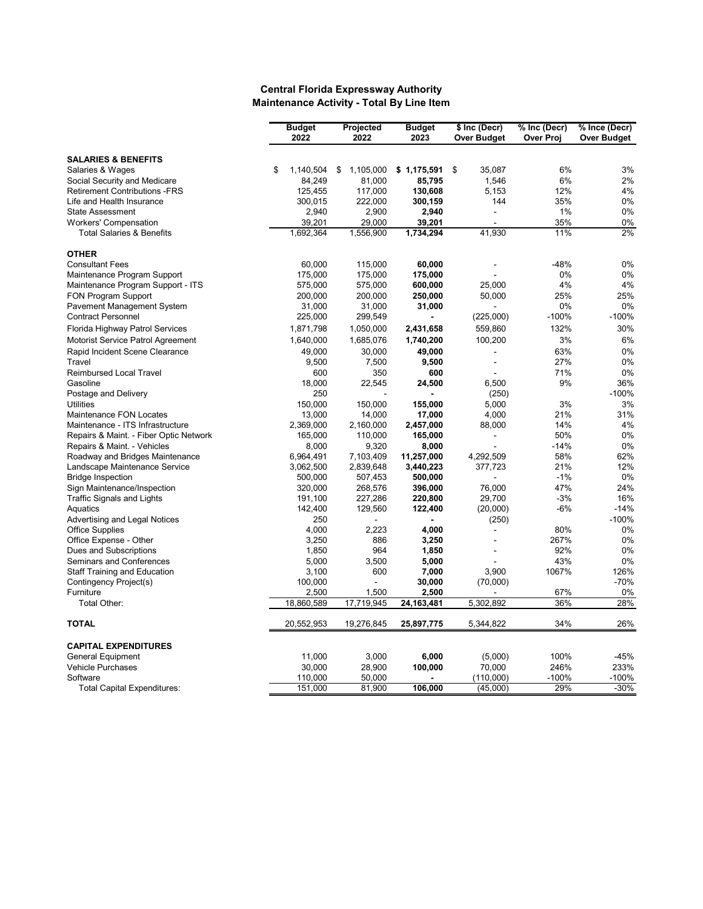## Central Florida Expressway Authority
### Maintenance Activity - Total By Line Item

| | Budget 2022 | Projected 2022 | Budget 2023 | $ Inc (Decr) Over Budget | % Inc (Decr) Over Proj | % Ince (Decr) Over Budget |
|---|---|---|---|---|---|---|
| **SALARIES & BENEFITS** | | | | | | |
| Salaries & Wages | $ 1,140,504 | $ 1,105,000 | **$ 1,175,591** | $ 35,087 | 6% | 3% |
| Social Security and Medicare | 84,249 | 81,000 | **85,795** | 1,546 | 6% | 2% |
| Retirement Contributions -FRS | 125,455 | 117,000 | **130,608** | 5,153 | 12% | 4% |
| Life and Health Insurance | 300,015 | 222,000 | **300,159** | 144 | 35% | 0% |
| State Assessment | 2,940 | 2,900 | **2,940** | - | 1% | 0% |
| Workers' Compensation | 39,201 | 29,000 | **39,201** | - | 35% | 0% |
| Total Salaries & Benefits | 1,692,364 | 1,556,900 | **1,734,294** | 41,930 | 11% | 2% |
| **OTHER** | | | | | | |
| Consultant Fees | 60,000 | 115,000 | **60,000** | - | -48% | 0% |
| Maintenance Program Support | 175,000 | 175,000 | **175,000** | - | 0% | 0% |
| Maintenance Program Support - ITS | 575,000 | 575,000 | **600,000** | 25,000 | 4% | 4% |
| FON Program Support | 200,000 | 200,000 | **250,000** | 50,000 | 25% | 25% |
| Pavement Management System | 31,000 | 31,000 | **31,000** | - | 0% | 0% |
| Contract Personnel | 225,000 | 299,549 | **-** | (225,000) | -100% | -100% |
| Florida Highway Patrol Services | 1,871,798 | 1,050,000 | **2,431,658** | 559,860 | 132% | 30% |
| Motorist Service Patrol Agreement | 1,640,000 | 1,685,076 | **1,740,200** | 100,200 | 3% | 6% |
| Rapid Incident Scene Clearance | 49,000 | 30,000 | **49,000** | - | 63% | 0% |
| Travel | 9,500 | 7,500 | **9,500** | - | 27% | 0% |
| Reimbursed Local Travel | 600 | 350 | **600** | - | 71% | 0% |
| Gasoline | 18,000 | 22,545 | **24,500** | 6,500 | 9% | 36% |
| Postage and Delivery | 250 | - | **-** | (250) | | -100% |
| Utilities | 150,000 | 150,000 | **155,000** | 5,000 | 3% | 3% |
| Maintenance FON Locates | 13,000 | 14,000 | **17,000** | 4,000 | 21% | 31% |
| Maintenance - ITS Infrastructure | 2,369,000 | 2,160,000 | **2,457,000** | 88,000 | 14% | 4% |
| Repairs & Maint. - Fiber Optic Network | 165,000 | 110,000 | **165,000** | - | 50% | 0% |
| Repairs & Maint. - Vehicles | 8,000 | 9,320 | **8,000** | - | -14% | 0% |
| Roadway and Bridges Maintenance | 6,964,491 | 7,103,409 | **11,257,000** | 4,292,509 | 58% | 62% |
| Landscape Maintenance Service | 3,062,500 | 2,839,648 | **3,440,223** | 377,723 | 21% | 12% |
| Bridge Inspection | 500,000 | 507,453 | **500,000** | - | -1% | 0% |
| Sign Maintenance/Inspection | 320,000 | 268,576 | **396,000** | 76,000 | 47% | 24% |
| Traffic Signals and Lights | 191,100 | 227,286 | **220,800** | 29,700 | -3% | 16% |
| Aquatics | 142,400 | 129,560 | **122,400** | (20,000) | -6% | -14% |
| Advertising and Legal Notices | 250 | - | **-** | (250) | | -100% |
| Office Supplies | 4,000 | 2,223 | **4,000** | - | 80% | 0% |
| Office Expense - Other | 3,250 | 886 | **3,250** | - | 267% | 0% |
| Dues and Subscriptions | 1,850 | 964 | **1,850** | - | 92% | 0% |
| Seminars and Conferences | 5,000 | 3,500 | **5,000** | - | 43% | 0% |
| Staff Training and Education | 3,100 | 600 | **7,000** | 3,900 | 1067% | 126% |
| Contingency Project(s) | 100,000 | - | **30,000** | (70,000) | | -70% |
| Furniture | 2,500 | 1,500 | **2,500** | - | 67% | 0% |
| Total Other: | 18,860,589 | 17,719,945 | **24,163,481** | 5,302,892 | 36% | 28% |
| **TOTAL** | 20,552,953 | 19,276,845 | **25,897,775** | 5,344,822 | 34% | 26% |
| **CAPITAL EXPENDITURES** | | | | | | |
| General Equipment | 11,000 | 3,000 | **6,000** | (5,000) | 100% | -45% |
| Vehicle Purchases | 30,000 | 28,900 | **100,000** | 70,000 | 246% | 233% |
| Software | 110,000 | 50,000 | **-** | (110,000) | -100% | -100% |
| Total Capital Expenditures: | 151,000 | 81,900 | **106,000** | (45,000) | 29% | -30% |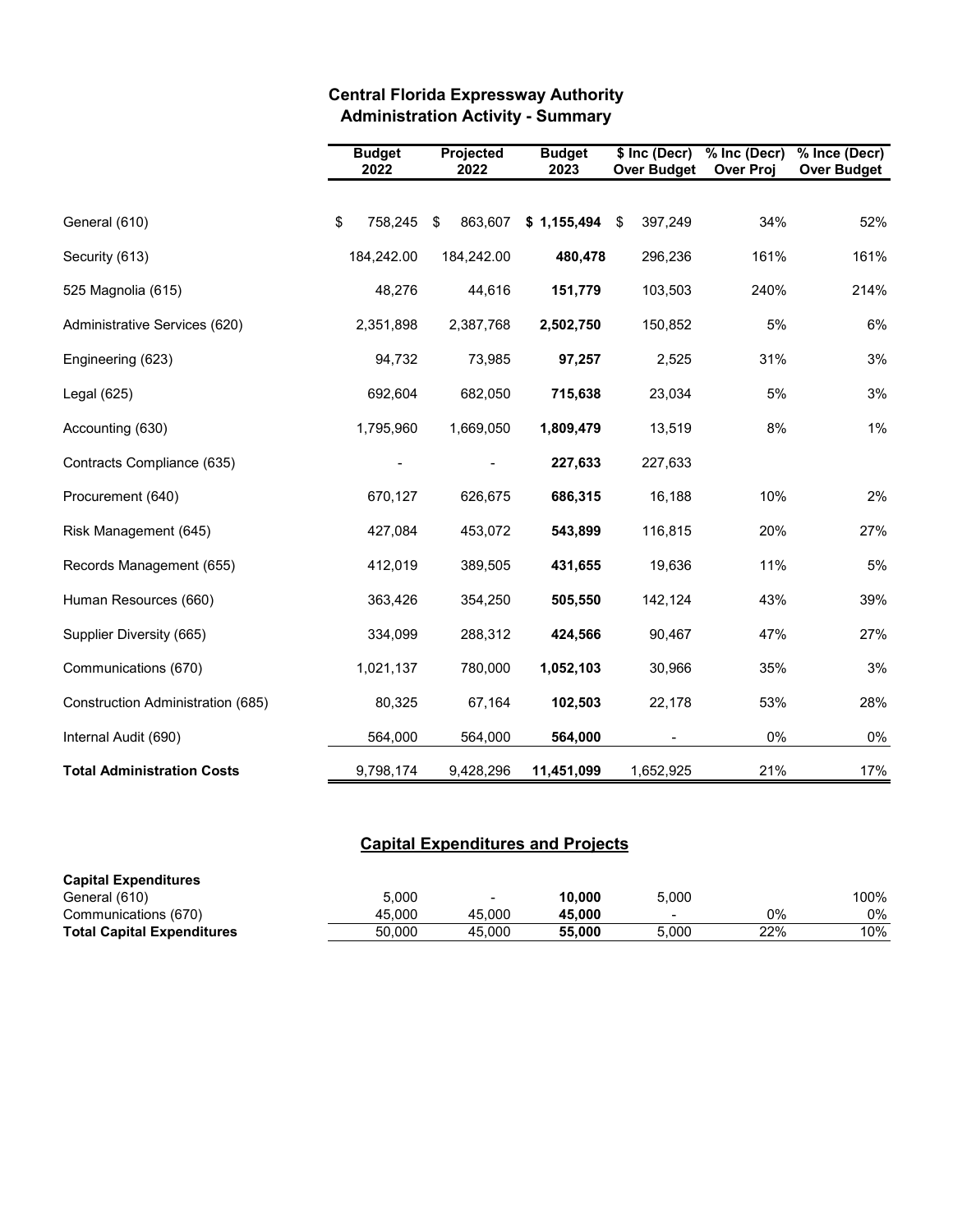# Central Florida Expressway Authority
## Administration Activity - Summary

| | Budget 2022 | Projected 2022 | Budget 2023 | $ Inc (Decr) Over Budget | % Inc (Decr) Over Proj | % Ince (Decr) Over Budget |
|---|---|---|---|---|---|---|
| General (610) | $ 758,245 | $ 863,607 | **$ 1,155,494** | $ 397,249 | 34% | 52% |
| Security (613) | 184,242.00 | 184,242.00 | **480,478** | 296,236 | 161% | 161% |
| 525 Magnolia (615) | 48,276 | 44,616 | **151,779** | 103,503 | 240% | 214% |
| Administrative Services (620) | 2,351,898 | 2,387,768 | **2,502,750** | 150,852 | 5% | 6% |
| Engineering (623) | 94,732 | 73,985 | **97,257** | 2,525 | 31% | 3% |
| Legal (625) | 692,604 | 682,050 | **715,638** | 23,034 | 5% | 3% |
| Accounting (630) | 1,795,960 | 1,669,050 | **1,809,479** | 13,519 | 8% | 1% |
| Contracts Compliance (635) | - | - | **227,633** | 227,633 | | |
| Procurement (640) | 670,127 | 626,675 | **686,315** | 16,188 | 10% | 2% |
| Risk Management (645) | 427,084 | 453,072 | **543,899** | 116,815 | 20% | 27% |
| Records Management (655) | 412,019 | 389,505 | **431,655** | 19,636 | 11% | 5% |
| Human Resources (660) | 363,426 | 354,250 | **505,550** | 142,124 | 43% | 39% |
| Supplier Diversity (665) | 334,099 | 288,312 | **424,566** | 90,467 | 47% | 27% |
| Communications (670) | 1,021,137 | 780,000 | **1,052,103** | 30,966 | 35% | 3% |
| Construction Administration (685) | 80,325 | 67,164 | **102,503** | 22,178 | 53% | 28% |
| Internal Audit (690) | 564,000 | 564,000 | **564,000** | - | 0% | 0% |
| **Total Administration Costs** | 9,798,174 | 9,428,296 | **11,451,099** | 1,652,925 | 21% | 17% |

## Capital Expenditures and Projects

| | Budget 2022 | Projected 2022 | Budget 2023 | $ Inc (Decr) Over Budget | % Inc (Decr) Over Proj | % Ince (Decr) Over Budget |
|---|---|---|---|---|---|---|
| **Capital Expenditures** | | | | | | |
| General (610) | 5,000 | - | **10,000** | 5,000 | | 100% |
| Communications (670) | 45,000 | 45,000 | **45,000** | - | 0% | 0% |
| **Total Capital Expenditures** | 50,000 | 45,000 | **55,000** | 5,000 | 22% | 10% |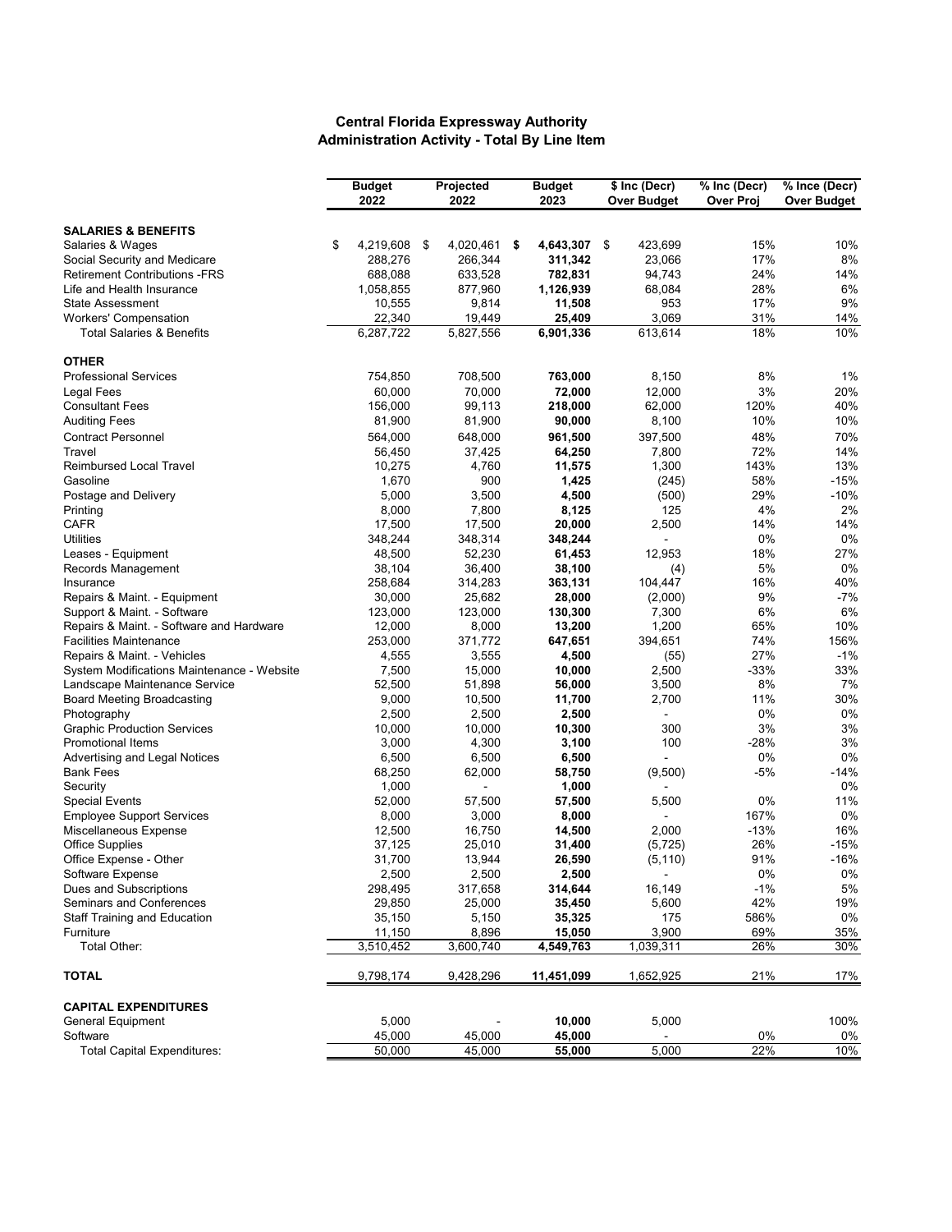**Central Florida Expressway Authority**
**Administration Activity - Total By Line Item**

| | Budget 2022 | Projected 2022 | Budget 2023 | $ Inc (Decr) Over Budget | % Inc (Decr) Over Proj | % Ince (Decr) Over Budget |
|---|---|---|---|---|---|---|
| **SALARIES & BENEFITS** | | | | | | |
| Salaries & Wages | $ 4,219,608 | $ 4,020,461 | **$ 4,643,307** | $ 423,699 | 15% | 10% |
| Social Security and Medicare | 288,276 | 266,344 | **311,342** | 23,066 | 17% | 8% |
| Retirement Contributions -FRS | 688,088 | 633,528 | **782,831** | 94,743 | 24% | 14% |
| Life and Health Insurance | 1,058,855 | 877,960 | **1,126,939** | 68,084 | 28% | 6% |
| State Assessment | 10,555 | 9,814 | **11,508** | 953 | 17% | 9% |
| Workers' Compensation | 22,340 | 19,449 | **25,409** | 3,069 | 31% | 14% |
| Total Salaries & Benefits | 6,287,722 | 5,827,556 | **6,901,336** | 613,614 | 18% | 10% |
| **OTHER** | | | | | | |
| Professional Services | 754,850 | 708,500 | **763,000** | 8,150 | 8% | 1% |
| Legal Fees | 60,000 | 70,000 | **72,000** | 12,000 | 3% | 20% |
| Consultant Fees | 156,000 | 99,113 | **218,000** | 62,000 | 120% | 40% |
| Auditing Fees | 81,900 | 81,900 | **90,000** | 8,100 | 10% | 10% |
| Contract Personnel | 564,000 | 648,000 | **961,500** | 397,500 | 48% | 70% |
| Travel | 56,450 | 37,425 | **64,250** | 7,800 | 72% | 14% |
| Reimbursed Local Travel | 10,275 | 4,760 | **11,575** | 1,300 | 143% | 13% |
| Gasoline | 1,670 | 900 | **1,425** | (245) | 58% | -15% |
| Postage and Delivery | 5,000 | 3,500 | **4,500** | (500) | 29% | -10% |
| Printing | 8,000 | 7,800 | **8,125** | 125 | 4% | 2% |
| CAFR | 17,500 | 17,500 | **20,000** | 2,500 | 14% | 14% |
| Utilities | 348,244 | 348,314 | **348,244** | - | 0% | 0% |
| Leases - Equipment | 48,500 | 52,230 | **61,453** | 12,953 | 18% | 27% |
| Records Management | 38,104 | 36,400 | **38,100** | (4) | 5% | 0% |
| Insurance | 258,684 | 314,283 | **363,131** | 104,447 | 16% | 40% |
| Repairs & Maint. - Equipment | 30,000 | 25,682 | **28,000** | (2,000) | 9% | -7% |
| Support & Maint. - Software | 123,000 | 123,000 | **130,300** | 7,300 | 6% | 6% |
| Repairs & Maint. - Software and Hardware | 12,000 | 8,000 | **13,200** | 1,200 | 65% | 10% |
| Facilities Maintenance | 253,000 | 371,772 | **647,651** | 394,651 | 74% | 156% |
| Repairs & Maint. - Vehicles | 4,555 | 3,555 | **4,500** | (55) | 27% | -1% |
| System Modifications Maintenance - Website | 7,500 | 15,000 | **10,000** | 2,500 | -33% | 33% |
| Landscape Maintenance Service | 52,500 | 51,898 | **56,000** | 3,500 | 8% | 7% |
| Board Meeting Broadcasting | 9,000 | 10,500 | **11,700** | 2,700 | 11% | 30% |
| Photography | 2,500 | 2,500 | **2,500** | - | 0% | 0% |
| Graphic Production Services | 10,000 | 10,000 | **10,300** | 300 | 3% | 3% |
| Promotional Items | 3,000 | 4,300 | **3,100** | 100 | -28% | 3% |
| Advertising and Legal Notices | 6,500 | 6,500 | **6,500** | - | 0% | 0% |
| Bank Fees | 68,250 | 62,000 | **58,750** | (9,500) | -5% | -14% |
| Security | 1,000 | - | **1,000** | - | | 0% |
| Special Events | 52,000 | 57,500 | **57,500** | 5,500 | 0% | 11% |
| Employee Support Services | 8,000 | 3,000 | **8,000** | - | 167% | 0% |
| Miscellaneous Expense | 12,500 | 16,750 | **14,500** | 2,000 | -13% | 16% |
| Office Supplies | 37,125 | 25,010 | **31,400** | (5,725) | 26% | -15% |
| Office Expense - Other | 31,700 | 13,944 | **26,590** | (5,110) | 91% | -16% |
| Software Expense | 2,500 | 2,500 | **2,500** | - | 0% | 0% |
| Dues and Subscriptions | 298,495 | 317,658 | **314,644** | 16,149 | -1% | 5% |
| Seminars and Conferences | 29,850 | 25,000 | **35,450** | 5,600 | 42% | 19% |
| Staff Training and Education | 35,150 | 5,150 | **35,325** | 175 | 586% | 0% |
| Furniture | 11,150 | 8,896 | **15,050** | 3,900 | 69% | 35% |
| Total Other: | 3,510,452 | 3,600,740 | **4,549,763** | 1,039,311 | 26% | 30% |
| **TOTAL** | 9,798,174 | 9,428,296 | **11,451,099** | 1,652,925 | 21% | 17% |
| **CAPITAL EXPENDITURES** | | | | | | |
| General Equipment | 5,000 | - | **10,000** | 5,000 | | 100% |
| Software | 45,000 | 45,000 | **45,000** | - | 0% | 0% |
| Total Capital Expenditures: | 50,000 | 45,000 | **55,000** | 5,000 | 22% | 10% |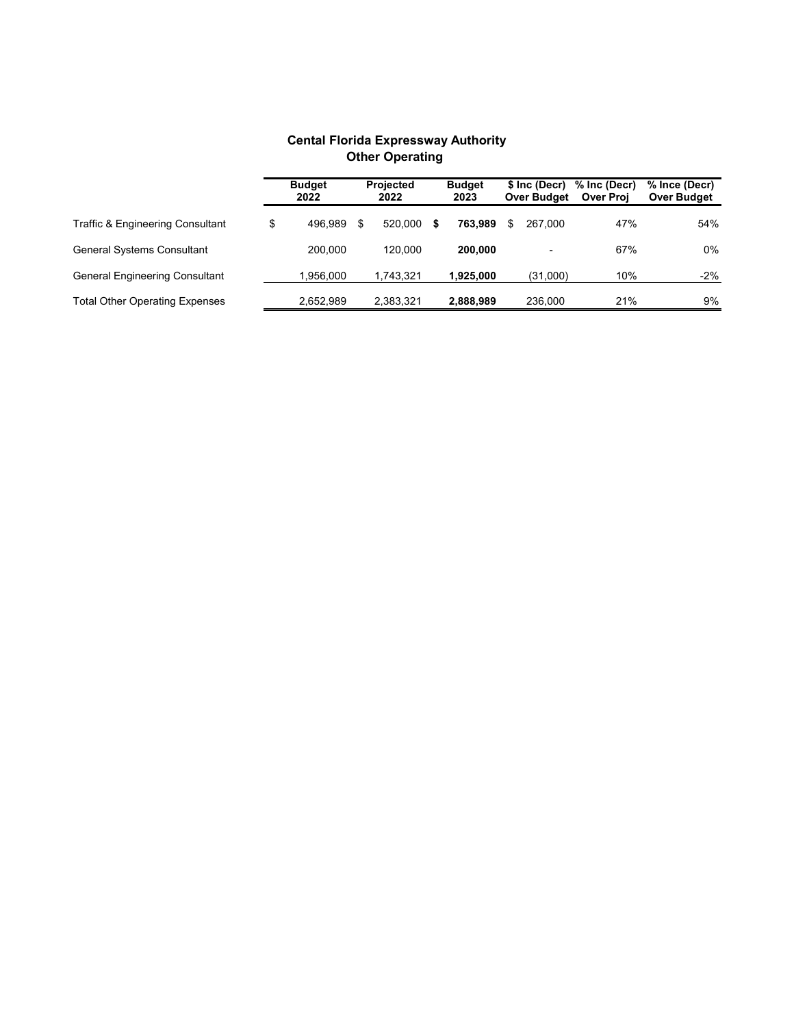## Cental Florida Expressway Authority
## Other Operating

| | Budget 2022 | Projected 2022 | Budget 2023 | $ Inc (Decr) Over Budget | % Inc (Decr) Over Proj | % Ince (Decr) Over Budget |
|---|---|---|---|---|---|---|
| Traffic & Engineering Consultant | $ 496,989 | $ 520,000 | **$ 763,989** | $ 267,000 | 47% | 54% |
| General Systems Consultant | 200,000 | 120,000 | **200,000** | - | 67% | 0% |
| General Engineering Consultant | 1,956,000 | 1,743,321 | **1,925,000** | (31,000) | 10% | -2% |
| Total Other Operating Expenses | 2,652,989 | 2,383,321 | **2,888,989** | 236,000 | 21% | 9% |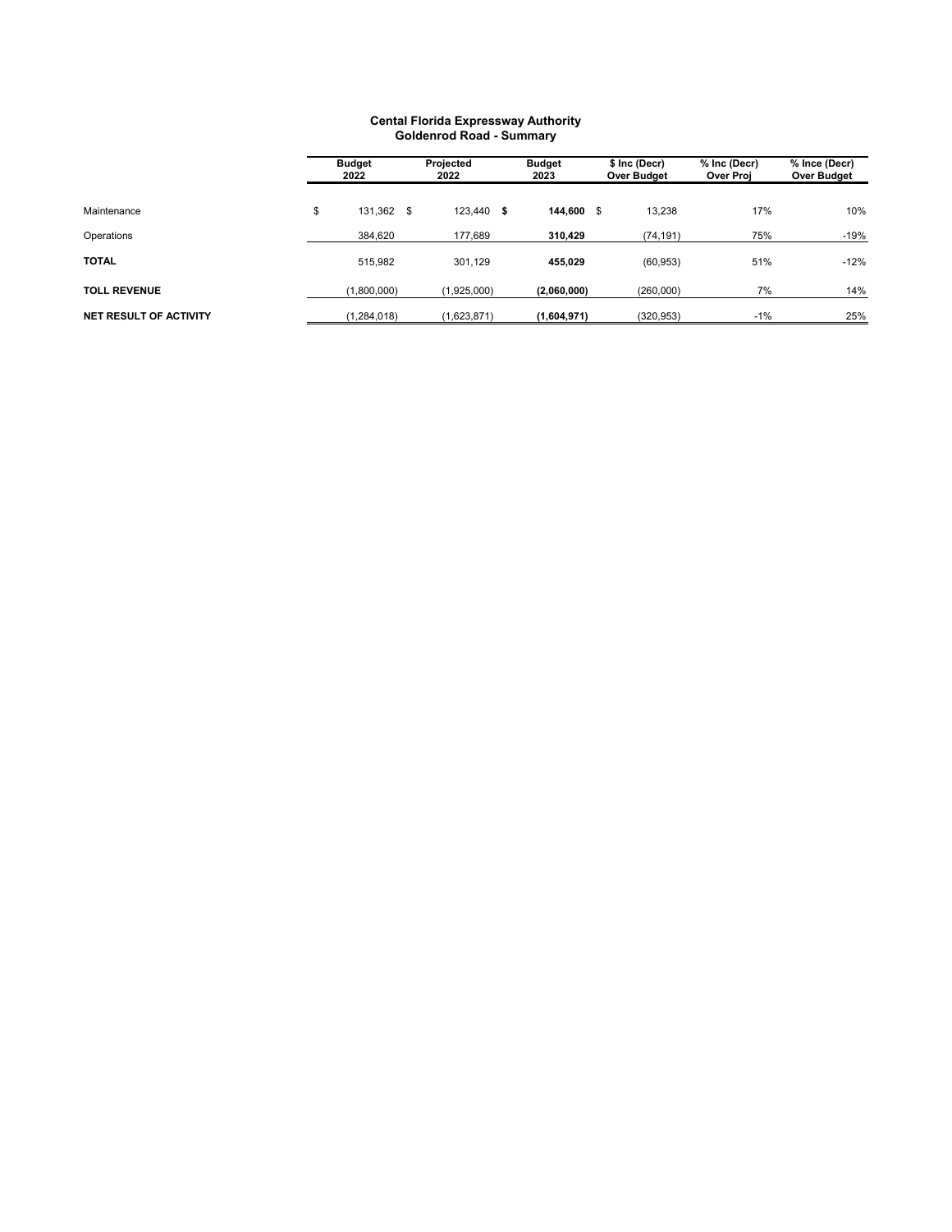**Cental Florida Expressway Authority**
**Goldenrod Road - Summary**

| | Budget 2022 | Projected 2022 | Budget 2023 | $ Inc (Decr) Over Budget | % Inc (Decr) Over Proj | % Ince (Decr) Over Budget |
|---|---|---|---|---|---|---|
| Maintenance | $ 131,362 | $ 123,440 | **$ 144,600** | $ 13,238 | 17% | 10% |
| Operations | 384,620 | 177,689 | **310,429** | (74,191) | 75% | -19% |
| **TOTAL** | 515,982 | 301,129 | **455,029** | (60,953) | 51% | -12% |
| **TOLL REVENUE** | (1,800,000) | (1,925,000) | **(2,060,000)** | (260,000) | 7% | 14% |
| **NET RESULT OF ACTIVITY** | (1,284,018) | (1,623,871) | **(1,604,971)** | (320,953) | -1% | 25% |